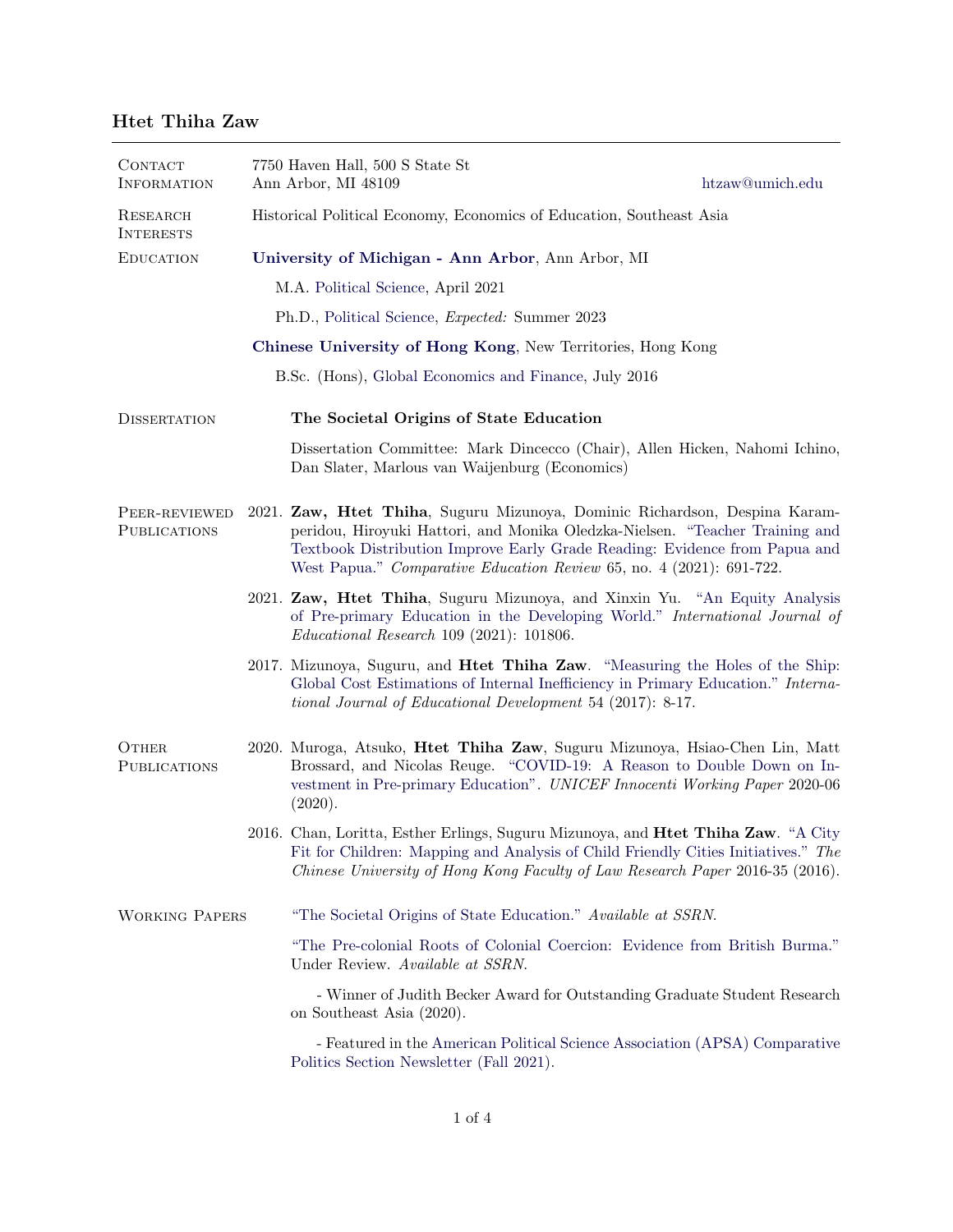# Htet Thiha Zaw

**Contact Information**
7750 Haven Hall, 500 S State St
Ann Arbor, MI 48109
htzaw@umich.edu

**Research Interests**
Historical Political Economy, Economics of Education, Southeast Asia

**Education**

**University of Michigan - Ann Arbor**, Ann Arbor, MI

- M.A. Political Science, April 2021
- Ph.D., Political Science, *Expected:* Summer 2023

**Chinese University of Hong Kong**, New Territories, Hong Kong

- B.Sc. (Hons), Global Economics and Finance, July 2016

**Dissertation**

**The Societal Origins of State Education**

Dissertation Committee: Mark Dincecco (Chair), Allen Hicken, Nahomi Ichino, Dan Slater, Marlous van Waijenburg (Economics)

**Peer-reviewed Publications**

2021. **Zaw, Htet Thiha**, Suguru Mizunoya, Dominic Richardson, Despina Karamperidou, Hiroyuki Hattori, and Monika Oledzka-Nielsen. "Teacher Training and Textbook Distribution Improve Early Grade Reading: Evidence from Papua and West Papua." *Comparative Education Review* 65, no. 4 (2021): 691-722.

2021. **Zaw, Htet Thiha**, Suguru Mizunoya, and Xinxin Yu. "An Equity Analysis of Pre-primary Education in the Developing World." *International Journal of Educational Research* 109 (2021): 101806.

2017. Mizunoya, Suguru, and **Htet Thiha Zaw**. "Measuring the Holes of the Ship: Global Cost Estimations of Internal Inefficiency in Primary Education." *International Journal of Educational Development* 54 (2017): 8-17.

**Other Publications**

2020. Muroga, Atsuko, **Htet Thiha Zaw**, Suguru Mizunoya, Hsiao-Chen Lin, Matt Brossard, and Nicolas Reuge. "COVID-19: A Reason to Double Down on Investment in Pre-primary Education". *UNICEF Innocenti Working Paper* 2020-06 (2020).

2016. Chan, Loritta, Esther Erlings, Suguru Mizunoya, and **Htet Thiha Zaw**. "A City Fit for Children: Mapping and Analysis of Child Friendly Cities Initiatives." *The Chinese University of Hong Kong Faculty of Law Research Paper* 2016-35 (2016).

**Working Papers**

"The Societal Origins of State Education." *Available at SSRN.*

"The Pre-colonial Roots of Colonial Coercion: Evidence from British Burma." Under Review. *Available at SSRN.*

- Winner of Judith Becker Award for Outstanding Graduate Student Research on Southeast Asia (2020).
- Featured in the American Political Science Association (APSA) Comparative Politics Section Newsletter (Fall 2021).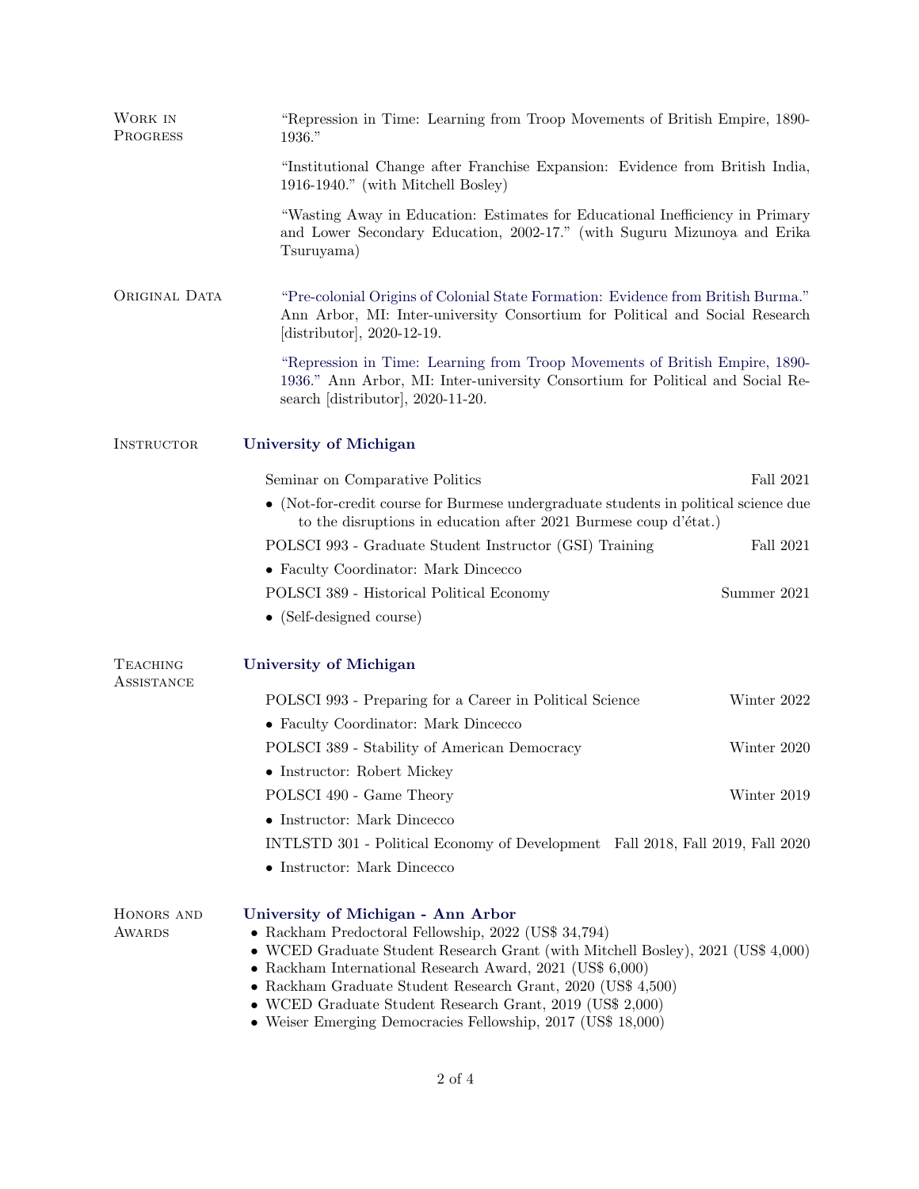## Work in Progress

"Repression in Time: Learning from Troop Movements of British Empire, 1890-1936."

"Institutional Change after Franchise Expansion: Evidence from British India, 1916-1940." (with Mitchell Bosley)

"Wasting Away in Education: Estimates for Educational Inefficiency in Primary and Lower Secondary Education, 2002-17." (with Suguru Mizunoya and Erika Tsuruyama)

## Original Data

"Pre-colonial Origins of Colonial State Formation: Evidence from British Burma." Ann Arbor, MI: Inter-university Consortium for Political and Social Research [distributor], 2020-12-19.

"Repression in Time: Learning from Troop Movements of British Empire, 1890-1936." Ann Arbor, MI: Inter-university Consortium for Political and Social Research [distributor], 2020-11-20.

## Instructor

**University of Michigan**

Seminar on Comparative Politics — Fall 2021

- (Not-for-credit course for Burmese undergraduate students in political science due to the disruptions in education after 2021 Burmese coup d'état.)

POLSCI 993 - Graduate Student Instructor (GSI) Training — Fall 2021

- Faculty Coordinator: Mark Dincecco

POLSCI 389 - Historical Political Economy — Summer 2021

- (Self-designed course)

## Teaching Assistance

**University of Michigan**

POLSCI 993 - Preparing for a Career in Political Science — Winter 2022

- Faculty Coordinator: Mark Dincecco

POLSCI 389 - Stability of American Democracy — Winter 2020

- Instructor: Robert Mickey

POLSCI 490 - Game Theory — Winter 2019

- Instructor: Mark Dincecco

INTLSTD 301 - Political Economy of Development — Fall 2018, Fall 2019, Fall 2020

- Instructor: Mark Dincecco

## Honors and Awards

**University of Michigan - Ann Arbor**

- Rackham Predoctoral Fellowship, 2022 (US$ 34,794)
- WCED Graduate Student Research Grant (with Mitchell Bosley), 2021 (US$ 4,000)
- Rackham International Research Award, 2021 (US$ 6,000)
- Rackham Graduate Student Research Grant, 2020 (US$ 4,500)
- WCED Graduate Student Research Grant, 2019 (US$ 2,000)
- Weiser Emerging Democracies Fellowship, 2017 (US$ 18,000)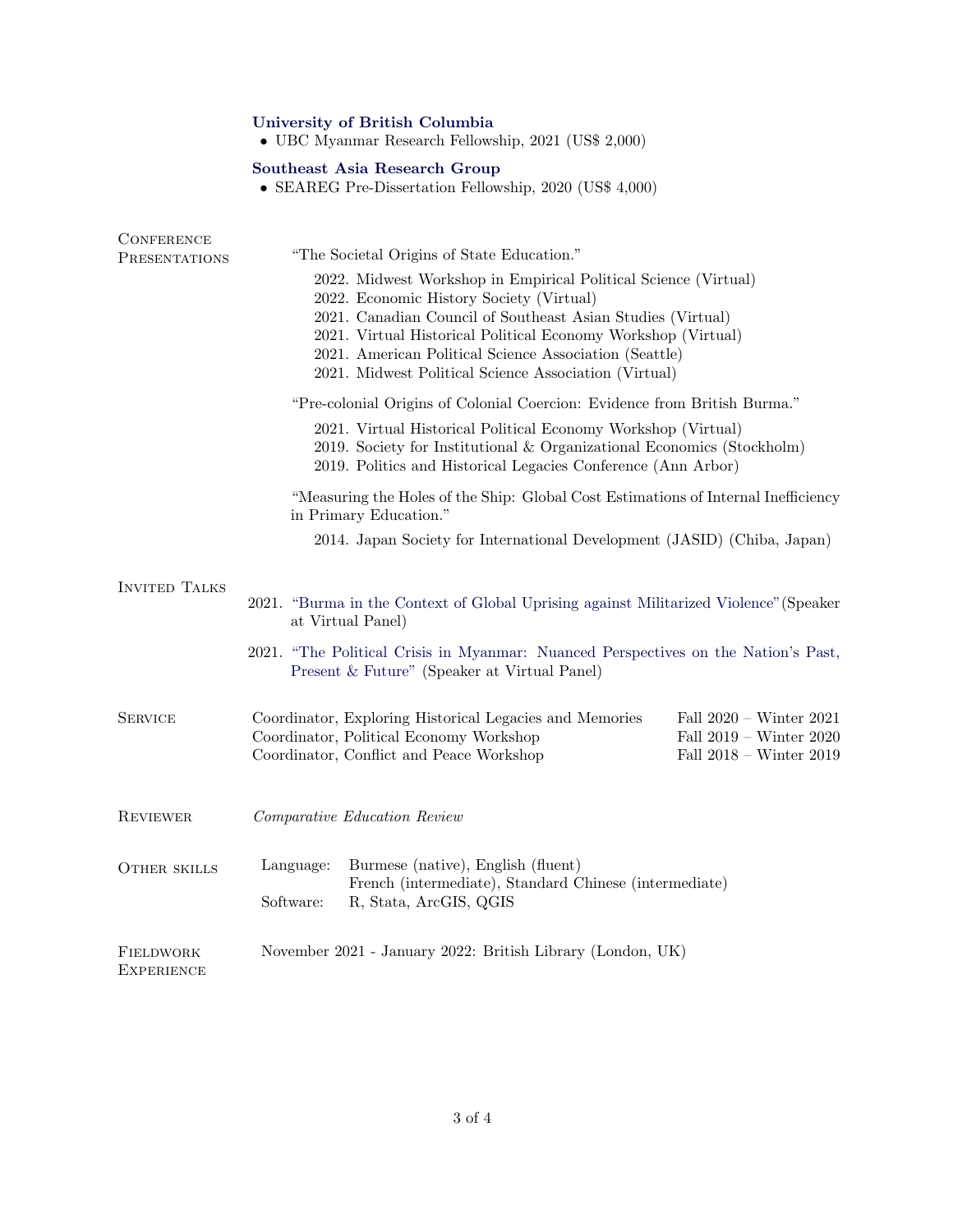**University of British Columbia**

- UBC Myanmar Research Fellowship, 2021 (US$ 2,000)

**Southeast Asia Research Group**

- SEAREG Pre-Dissertation Fellowship, 2020 (US$ 4,000)

## Conference Presentations

"The Societal Origins of State Education."

- 2022. Midwest Workshop in Empirical Political Science (Virtual)
- 2022. Economic History Society (Virtual)
- 2021. Canadian Council of Southeast Asian Studies (Virtual)
- 2021. Virtual Historical Political Economy Workshop (Virtual)
- 2021. American Political Science Association (Seattle)
- 2021. Midwest Political Science Association (Virtual)

"Pre-colonial Origins of Colonial Coercion: Evidence from British Burma."

- 2021. Virtual Historical Political Economy Workshop (Virtual)
- 2019. Society for Institutional & Organizational Economics (Stockholm)
- 2019. Politics and Historical Legacies Conference (Ann Arbor)

"Measuring the Holes of the Ship: Global Cost Estimations of Internal Inefficiency in Primary Education."

- 2014. Japan Society for International Development (JASID) (Chiba, Japan)

## Invited Talks

- 2021. "Burma in the Context of Global Uprising against Militarized Violence"(Speaker at Virtual Panel)
- 2021. "The Political Crisis in Myanmar: Nuanced Perspectives on the Nation's Past, Present & Future" (Speaker at Virtual Panel)

## Service

| | |
|---|---|
| Coordinator, Exploring Historical Legacies and Memories | Fall 2020 – Winter 2021 |
| Coordinator, Political Economy Workshop | Fall 2019 – Winter 2020 |
| Coordinator, Conflict and Peace Workshop | Fall 2018 – Winter 2019 |

## Reviewer

*Comparative Education Review*

## Other skills

Language: Burmese (native), English (fluent)
French (intermediate), Standard Chinese (intermediate)

Software: R, Stata, ArcGIS, QGIS

## Fieldwork Experience

November 2021 - January 2022: British Library (London, UK)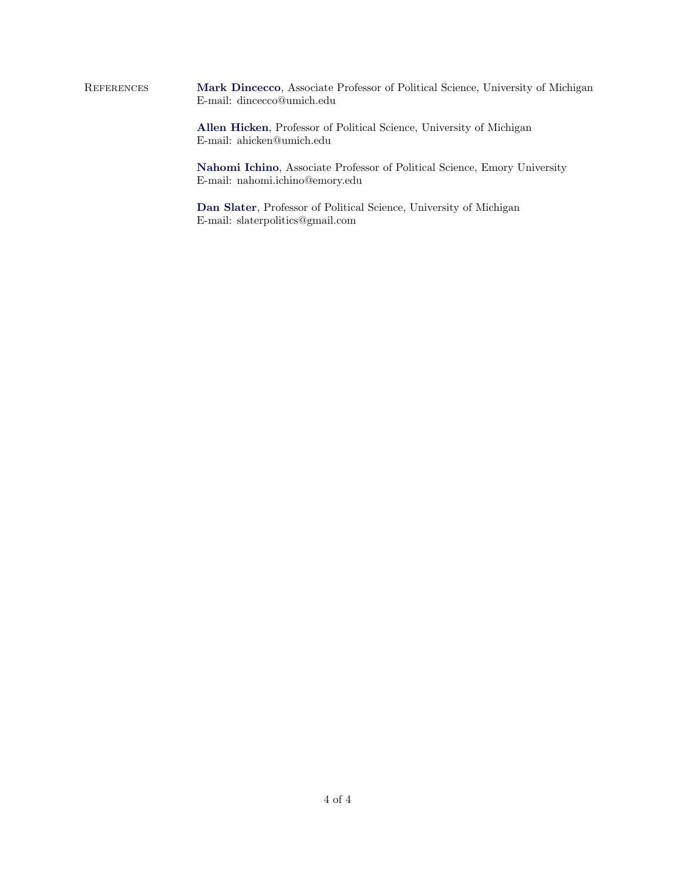## References

**Mark Dincecco**, Associate Professor of Political Science, University of Michigan
E-mail: dincecco@umich.edu

**Allen Hicken**, Professor of Political Science, University of Michigan
E-mail: ahicken@umich.edu

**Nahomi Ichino**, Associate Professor of Political Science, Emory University
E-mail: nahomi.ichino@emory.edu

**Dan Slater**, Professor of Political Science, University of Michigan
E-mail: slaterpolitics@gmail.com